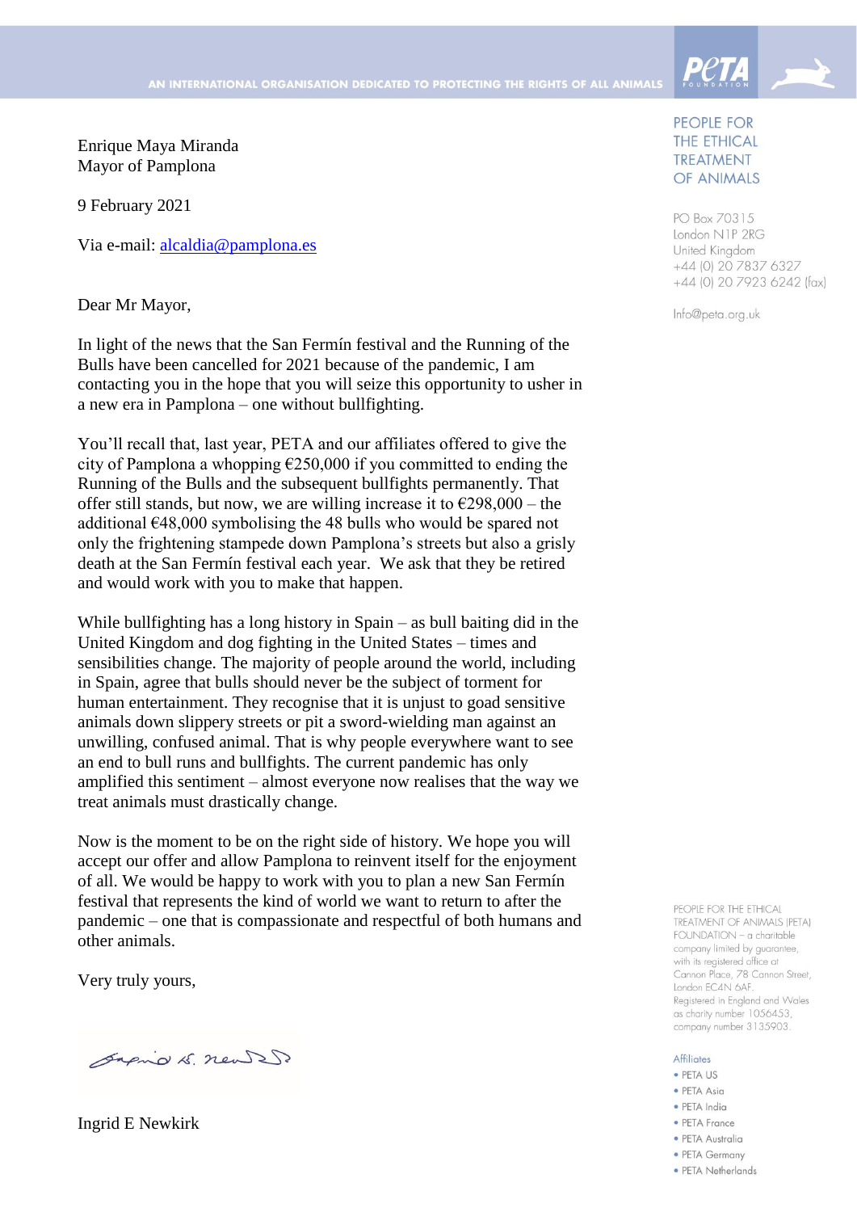AN INTERNATIONAL ORGANISATION DEDICATED TO PROTECTING THE RIGHTS OF ALL ANIMALS

PETA FOUNDATION

PEOPLE FOR THE ETHICAL TREATMENT OF ANIMALS

PO Box 70315
London N1P 2RG
United Kingdom
+44 (0) 20 7837 6327
+44 (0) 20 7923 6242 (fax)

Info@peta.org.uk

Enrique Maya Miranda
Mayor of Pamplona

9 February 2021

Via e-mail: alcaldia@pamplona.es

Dear Mr Mayor,

In light of the news that the San Fermín festival and the Running of the Bulls have been cancelled for 2021 because of the pandemic, I am contacting you in the hope that you will seize this opportunity to usher in a new era in Pamplona – one without bullfighting.

You'll recall that, last year, PETA and our affiliates offered to give the city of Pamplona a whopping €250,000 if you committed to ending the Running of the Bulls and the subsequent bullfights permanently. That offer still stands, but now, we are willing increase it to €298,000 – the additional €48,000 symbolising the 48 bulls who would be spared not only the frightening stampede down Pamplona's streets but also a grisly death at the San Fermín festival each year. We ask that they be retired and would work with you to make that happen.

While bullfighting has a long history in Spain – as bull baiting did in the United Kingdom and dog fighting in the United States – times and sensibilities change. The majority of people around the world, including in Spain, agree that bulls should never be the subject of torment for human entertainment. They recognise that it is unjust to goad sensitive animals down slippery streets or pit a sword-wielding man against an unwilling, confused animal. That is why people everywhere want to see an end to bull runs and bullfights. The current pandemic has only amplified this sentiment – almost everyone now realises that the way we treat animals must drastically change.

Now is the moment to be on the right side of history. We hope you will accept our offer and allow Pamplona to reinvent itself for the enjoyment of all. We would be happy to work with you to plan a new San Fermín festival that represents the kind of world we want to return to after the pandemic – one that is compassionate and respectful of both humans and other animals.

Very truly yours,

Ingrid E Newkirk

PEOPLE FOR THE ETHICAL TREATMENT OF ANIMALS (PETA) FOUNDATION – a charitable company limited by guarantee, with its registered office at Cannon Place, 78 Cannon Street, London EC4N 6AF. Registered in England and Wales as charity number 1056453, company number 3135903.

Affiliates

- PETA US
- PETA Asia
- PETA India
- PETA France
- PETA Australia
- PETA Germany
- PETA Netherlands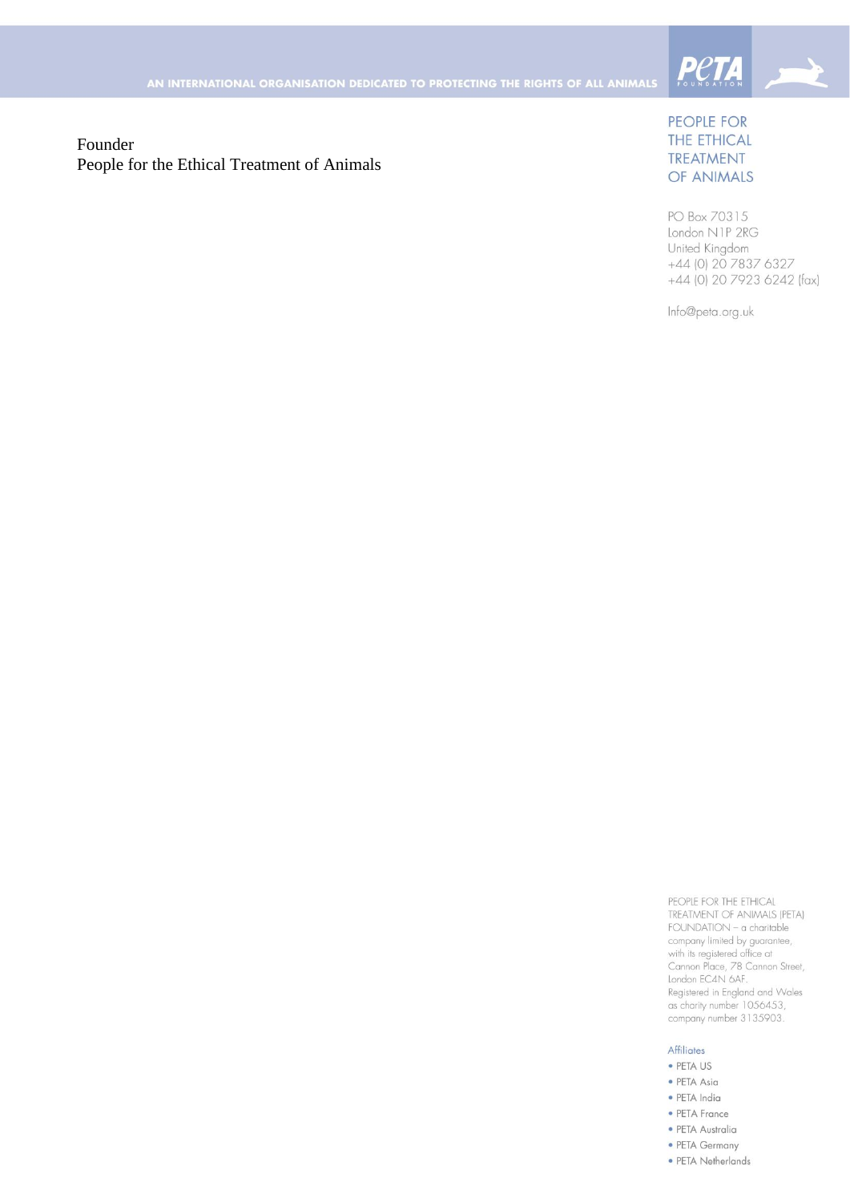Founder
People for the Ethical Treatment of Animals